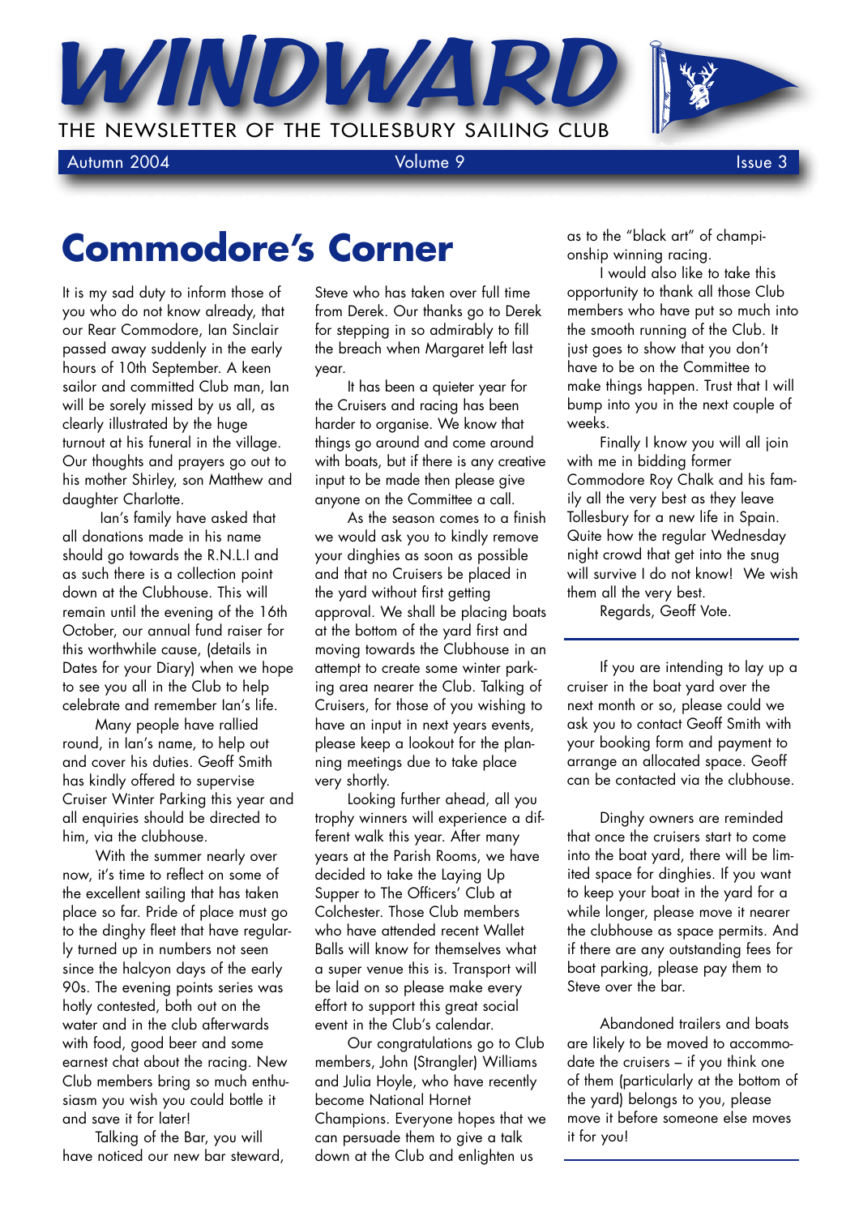# WINDWARD

THE NEWSLETTER OF THE TOLLESBURY SAILING CLUB

Autumn 2004 Volume 9 Issue 3

# Commodore's Corner

It is my sad duty to inform those of you who do not know already, that our Rear Commodore, Ian Sinclair passed away suddenly in the early hours of 10th September. A keen sailor and committed Club man, Ian will be sorely missed by us all, as clearly illustrated by the huge turnout at his funeral in the village. Our thoughts and prayers go out to his mother Shirley, son Matthew and daughter Charlotte.

Ian's family have asked that all donations made in his name should go towards the R.N.L.I and as such there is a collection point down at the Clubhouse. This will remain until the evening of the 16th October, our annual fund raiser for this worthwhile cause, (details in Dates for your Diary) when we hope to see you all in the Club to help celebrate and remember Ian's life.

Many people have rallied round, in Ian's name, to help out and cover his duties. Geoff Smith has kindly offered to supervise Cruiser Winter Parking this year and all enquiries should be directed to him, via the clubhouse.

With the summer nearly over now, it's time to reflect on some of the excellent sailing that has taken place so far. Pride of place must go to the dinghy fleet that have regularly turned up in numbers not seen since the halcyon days of the early 90s. The evening points series was hotly contested, both out on the water and in the club afterwards with food, good beer and some earnest chat about the racing. New Club members bring so much enthusiasm you wish you could bottle it and save it for later!

Talking of the Bar, you will have noticed our new bar steward, Steve who has taken over full time from Derek. Our thanks go to Derek for stepping in so admirably to fill the breach when Margaret left last year.

It has been a quieter year for the Cruisers and racing has been harder to organise. We know that things go around and come around with boats, but if there is any creative input to be made then please give anyone on the Committee a call.

As the season comes to a finish we would ask you to kindly remove your dinghies as soon as possible and that no Cruisers be placed in the yard without first getting approval. We shall be placing boats at the bottom of the yard first and moving towards the Clubhouse in an attempt to create some winter parking area nearer the Club. Talking of Cruisers, for those of you wishing to have an input in next years events, please keep a lookout for the planning meetings due to take place very shortly.

Looking further ahead, all you trophy winners will experience a different walk this year. After many years at the Parish Rooms, we have decided to take the Laying Up Supper to The Officers' Club at Colchester. Those Club members who have attended recent Wallet Balls will know for themselves what a super venue this is. Transport will be laid on so please make every effort to support this great social event in the Club's calendar.

Our congratulations go to Club members, John (Strangler) Williams and Julia Hoyle, who have recently become National Hornet Champions. Everyone hopes that we can persuade them to give a talk down at the Club and enlighten us as to the "black art" of championship winning racing.

I would also like to take this opportunity to thank all those Club members who have put so much into the smooth running of the Club. It just goes to show that you don't have to be on the Committee to make things happen. Trust that I will bump into you in the next couple of weeks.

Finally I know you will all join with me in bidding former Commodore Roy Chalk and his family all the very best as they leave Tollesbury for a new life in Spain. Quite how the regular Wednesday night crowd that get into the snug will survive I do not know! We wish them all the very best.

Regards, Geoff Vote.

---

If you are intending to lay up a cruiser in the boat yard over the next month or so, please could we ask you to contact Geoff Smith with your booking form and payment to arrange an allocated space. Geoff can be contacted via the clubhouse.

Dinghy owners are reminded that once the cruisers start to come into the boat yard, there will be limited space for dinghies. If you want to keep your boat in the yard for a while longer, please move it nearer the clubhouse as space permits. And if there are any outstanding fees for boat parking, please pay them to Steve over the bar.

Abandoned trailers and boats are likely to be moved to accommodate the cruisers – if you think one of them (particularly at the bottom of the yard) belongs to you, please move it before someone else moves it for you!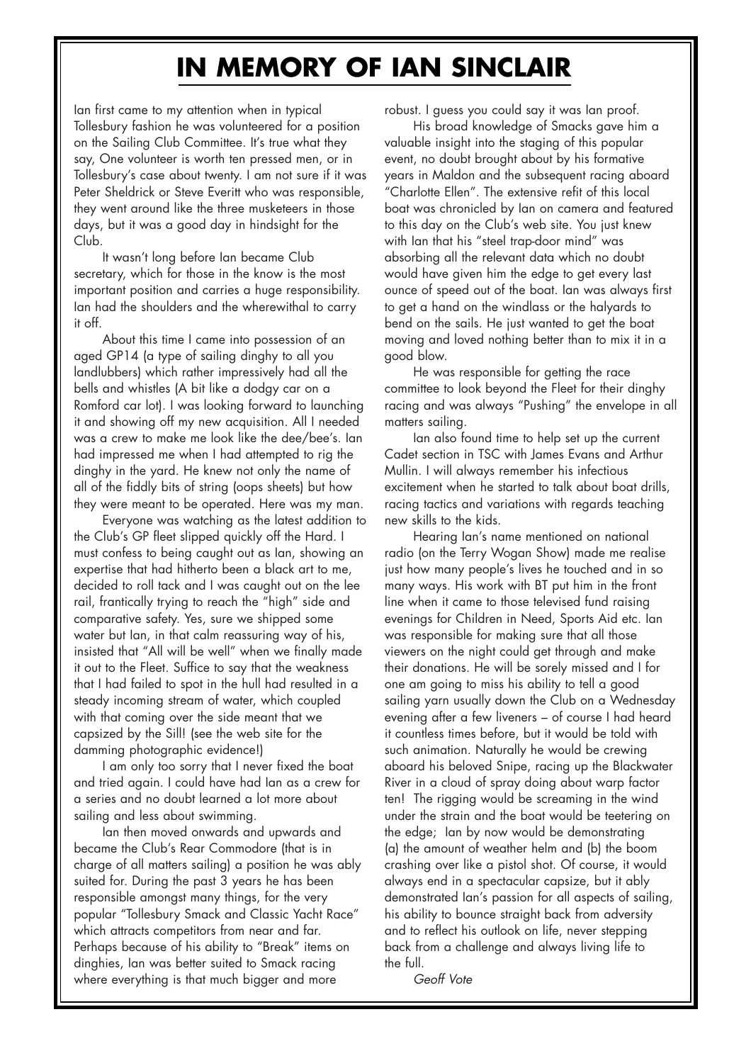# IN MEMORY OF IAN SINCLAIR

Ian first came to my attention when in typical Tollesbury fashion he was volunteered for a position on the Sailing Club Committee. It's true what they say, One volunteer is worth ten pressed men, or in Tollesbury's case about twenty. I am not sure if it was Peter Sheldrick or Steve Everitt who was responsible, they went around like the three musketeers in those days, but it was a good day in hindsight for the Club.

It wasn't long before Ian became Club secretary, which for those in the know is the most important position and carries a huge responsibility. Ian had the shoulders and the wherewithal to carry it off.

About this time I came into possession of an aged GP14 (a type of sailing dinghy to all you landlubbers) which rather impressively had all the bells and whistles (A bit like a dodgy car on a Romford car lot). I was looking forward to launching it and showing off my new acquisition. All I needed was a crew to make me look like the dee/bee's. Ian had impressed me when I had attempted to rig the dinghy in the yard. He knew not only the name of all of the fiddly bits of string (oops sheets) but how they were meant to be operated. Here was my man.

Everyone was watching as the latest addition to the Club's GP fleet slipped quickly off the Hard. I must confess to being caught out as Ian, showing an expertise that had hitherto been a black art to me, decided to roll tack and I was caught out on the lee rail, frantically trying to reach the "high" side and comparative safety. Yes, sure we shipped some water but Ian, in that calm reassuring way of his, insisted that "All will be well" when we finally made it out to the Fleet. Suffice to say that the weakness that I had failed to spot in the hull had resulted in a steady incoming stream of water, which coupled with that coming over the side meant that we capsized by the Sill! (see the web site for the damming photographic evidence!)

I am only too sorry that I never fixed the boat and tried again. I could have had Ian as a crew for a series and no doubt learned a lot more about sailing and less about swimming.

Ian then moved onwards and upwards and became the Club's Rear Commodore (that is in charge of all matters sailing) a position he was ably suited for. During the past 3 years he has been responsible amongst many things, for the very popular "Tollesbury Smack and Classic Yacht Race" which attracts competitors from near and far. Perhaps because of his ability to "Break" items on dinghies, Ian was better suited to Smack racing where everything is that much bigger and more robust. I guess you could say it was Ian proof.

His broad knowledge of Smacks gave him a valuable insight into the staging of this popular event, no doubt brought about by his formative years in Maldon and the subsequent racing aboard "Charlotte Ellen". The extensive refit of this local boat was chronicled by Ian on camera and featured to this day on the Club's web site. You just knew with Ian that his "steel trap-door mind" was absorbing all the relevant data which no doubt would have given him the edge to get every last ounce of speed out of the boat. Ian was always first to get a hand on the windlass or the halyards to bend on the sails. He just wanted to get the boat moving and loved nothing better than to mix it in a good blow.

He was responsible for getting the race committee to look beyond the Fleet for their dinghy racing and was always "Pushing" the envelope in all matters sailing.

Ian also found time to help set up the current Cadet section in TSC with James Evans and Arthur Mullin. I will always remember his infectious excitement when he started to talk about boat drills, racing tactics and variations with regards teaching new skills to the kids.

Hearing Ian's name mentioned on national radio (on the Terry Wogan Show) made me realise just how many people's lives he touched and in so many ways. His work with BT put him in the front line when it came to those televised fund raising evenings for Children in Need, Sports Aid etc. Ian was responsible for making sure that all those viewers on the night could get through and make their donations. He will be sorely missed and I for one am going to miss his ability to tell a good sailing yarn usually down the Club on a Wednesday evening after a few liveners – of course I had heard it countless times before, but it would be told with such animation. Naturally he would be crewing aboard his beloved Snipe, racing up the Blackwater River in a cloud of spray doing about warp factor ten! The rigging would be screaming in the wind under the strain and the boat would be teetering on the edge; Ian by now would be demonstrating (a) the amount of weather helm and (b) the boom crashing over like a pistol shot. Of course, it would always end in a spectacular capsize, but it ably demonstrated Ian's passion for all aspects of sailing, his ability to bounce straight back from adversity and to reflect his outlook on life, never stepping back from a challenge and always living life to the full.

*Geoff Vote*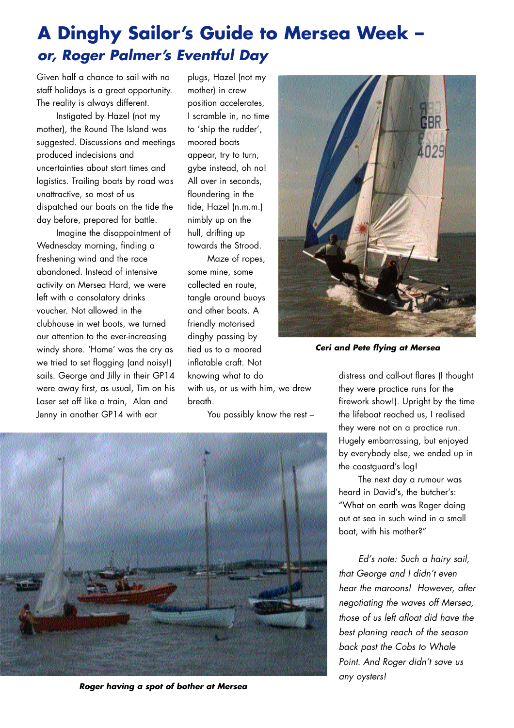# A Dinghy Sailor's Guide to Mersea Week –

## *or, Roger Palmer's Eventful Day*

Given half a chance to sail with no staff holidays is a great opportunity. The reality is always different.

Instigated by Hazel (not my mother), the Round The Island was suggested. Discussions and meetings produced indecisions and uncertainties about start times and logistics. Trailing boats by road was unattractive, so most of us dispatched our boats on the tide the day before, prepared for battle.

Imagine the disappointment of Wednesday morning, finding a freshening wind and the race abandoned. Instead of intensive activity on Mersea Hard, we were left with a consolatory drinks voucher. Not allowed in the clubhouse in wet boots, we turned our attention to the ever-increasing windy shore. 'Home' was the cry as we tried to set flogging (and noisy!) sails. George and Jilly in their GP14 were away first, as usual, Tim on his Laser set off like a train, Alan and Jenny in another GP14 with ear plugs, Hazel (not my mother) in crew position accelerates, I scramble in, no time to 'ship the rudder', moored boats appear, try to turn, gybe instead, oh no! All over in seconds, floundering in the tide, Hazel (n.m.m.) nimbly up on the hull, drifting up towards the Strood.

Maze of ropes, some mine, some collected en route, tangle around buoys and other boats. A friendly motorised dinghy passing by tied us to a moored inflatable craft. Not knowing what to do with us, or us with him, we drew breath.

You possibly know the rest – distress and call-out flares (I thought they were practice runs for the firework show!). Upright by the time the lifeboat reached us, I realised they were not on a practice run. Hugely embarrassing, but enjoyed by everybody else, we ended up in the coastguard's log!

The next day a rumour was heard in David's, the butcher's: "What on earth was Roger doing out at sea in such wind in a small boat, with his mother?"

***Ceri and Pete flying at Mersea***

***Roger having a spot of bother at Mersea***

*Ed's note: Such a hairy sail, that George and I didn't even hear the maroons! However, after negotiating the waves off Mersea, those of us left afloat did have the best planing reach of the season back past the Cobs to Whale Point. And Roger didn't save us any oysters!*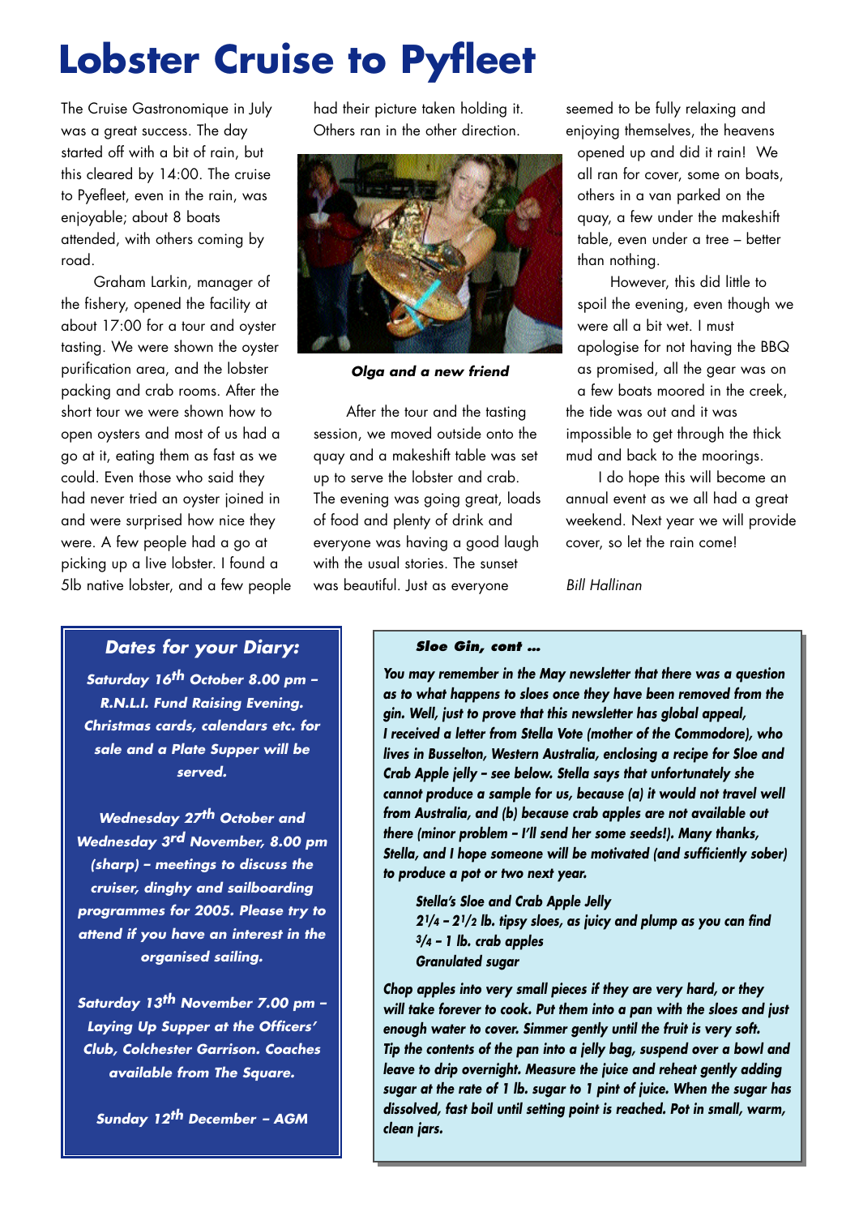# Lobster Cruise to Pyfleet

The Cruise Gastronomique in July was a great success. The day started off with a bit of rain, but this cleared by 14:00. The cruise to Pyefleet, even in the rain, was enjoyable; about 8 boats attended, with others coming by road.

Graham Larkin, manager of the fishery, opened the facility at about 17:00 for a tour and oyster tasting. We were shown the oyster purification area, and the lobster packing and crab rooms. After the short tour we were shown how to open oysters and most of us had a go at it, eating them as fast as we could. Even those who said they had never tried an oyster joined in and were surprised how nice they were. A few people had a go at picking up a live lobster. I found a 5lb native lobster, and a few people had their picture taken holding it. Others ran in the other direction.

***Olga and a new friend***

After the tour and the tasting session, we moved outside onto the quay and a makeshift table was set up to serve the lobster and crab. The evening was going great, loads of food and plenty of drink and everyone was having a good laugh with the usual stories. The sunset was beautiful. Just as everyone seemed to be fully relaxing and enjoying themselves, the heavens opened up and did it rain! We all ran for cover, some on boats, others in a van parked on the quay, a few under the makeshift table, even under a tree – better than nothing.

However, this did little to spoil the evening, even though we were all a bit wet. I must apologise for not having the BBQ as promised, all the gear was on a few boats moored in the creek, the tide was out and it was impossible to get through the thick mud and back to the moorings.

I do hope this will become an annual event as we all had a great weekend. Next year we will provide cover, so let the rain come!

*Bill Hallinan*

## *Dates for your Diary:*

***Saturday 16th October 8.00 pm – R.N.L.I. Fund Raising Evening. Christmas cards, calendars etc. for sale and a Plate Supper will be served.***

***Wednesday 27th October and Wednesday 3rd November, 8.00 pm (sharp) – meetings to discuss the cruiser, dinghy and sailboarding programmes for 2005. Please try to attend if you have an interest in the organised sailing.***

***Saturday 13th November 7.00 pm – Laying Up Supper at the Officers' Club, Colchester Garrison. Coaches available from The Square.***

***Sunday 12th December – AGM***

***Sloe Gin, cont ...***

***You may remember in the May newsletter that there was a question as to what happens to sloes once they have been removed from the gin. Well, just to prove that this newsletter has global appeal, I received a letter from Stella Vote (mother of the Commodore), who lives in Busselton, Western Australia, enclosing a recipe for Sloe and Crab Apple jelly – see below. Stella says that unfortunately she cannot produce a sample for us, because (a) it would not travel well from Australia, and (b) because crab apples are not available out there (minor problem – I'll send her some seeds!). Many thanks, Stella, and I hope someone will be motivated (and sufficiently sober) to produce a pot or two next year.***

***Stella's Sloe and Crab Apple Jelly***
***2¼ – 2½ lb. tipsy sloes, as juicy and plump as you can find***
***¾ – 1 lb. crab apples***
***Granulated sugar***

***Chop apples into very small pieces if they are very hard, or they will take forever to cook. Put them into a pan with the sloes and just enough water to cover. Simmer gently until the fruit is very soft. Tip the contents of the pan into a jelly bag, suspend over a bowl and leave to drip overnight. Measure the juice and reheat gently adding sugar at the rate of 1 lb. sugar to 1 pint of juice. When the sugar has dissolved, fast boil until setting point is reached. Pot in small, warm, clean jars.***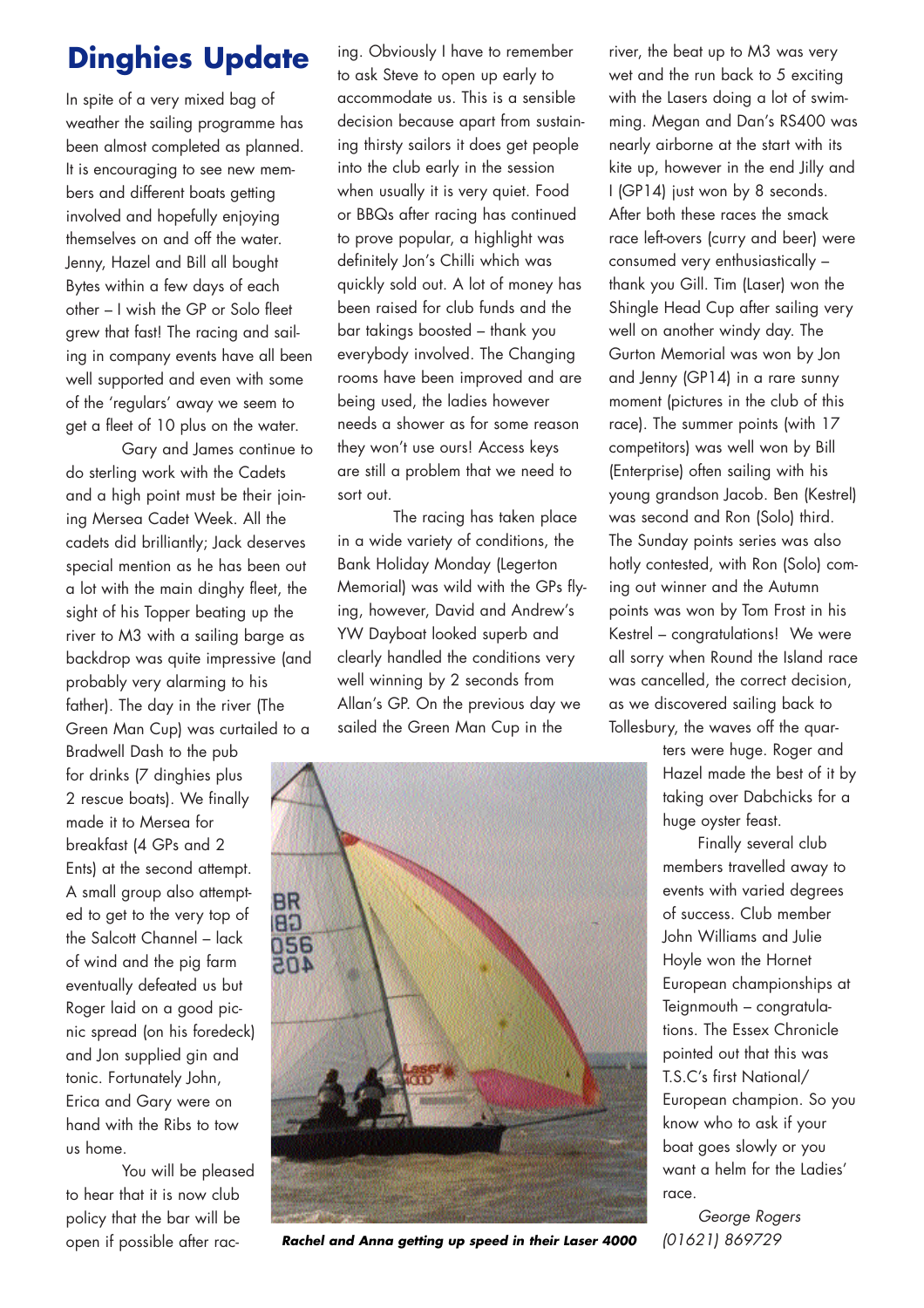# Dinghies Update

In spite of a very mixed bag of weather the sailing programme has been almost completed as planned. It is encouraging to see new members and different boats getting involved and hopefully enjoying themselves on and off the water. Jenny, Hazel and Bill all bought Bytes within a few days of each other – I wish the GP or Solo fleet grew that fast! The racing and sailing in company events have all been well supported and even with some of the 'regulars' away we seem to get a fleet of 10 plus on the water.

Gary and James continue to do sterling work with the Cadets and a high point must be their joining Mersea Cadet Week. All the cadets did brilliantly; Jack deserves special mention as he has been out a lot with the main dinghy fleet, the sight of his Topper beating up the river to M3 with a sailing barge as backdrop was quite impressive (and probably very alarming to his father). The day in the river (The Green Man Cup) was curtailed to a Bradwell Dash to the pub for drinks (7 dinghies plus 2 rescue boats). We finally made it to Mersea for breakfast (4 GPs and 2 Ents) at the second attempt. A small group also attempted to get to the very top of the Salcott Channel – lack of wind and the pig farm eventually defeated us but Roger laid on a good picnic spread (on his foredeck) and Jon supplied gin and tonic. Fortunately John, Erica and Gary were on hand with the Ribs to tow us home.

You will be pleased to hear that it is now club policy that the bar will be open if possible after racing. Obviously I have to remember to ask Steve to open up early to accommodate us. This is a sensible decision because apart from sustaining thirsty sailors it does get people into the club early in the session when usually it is very quiet. Food or BBQs after racing has continued to prove popular, a highlight was definitely Jon's Chilli which was quickly sold out. A lot of money has been raised for club funds and the bar takings boosted – thank you everybody involved. The Changing rooms have been improved and are being used, the ladies however needs a shower as for some reason they won't use ours! Access keys are still a problem that we need to sort out.

The racing has taken place in a wide variety of conditions, the Bank Holiday Monday (Legerton Memorial) was wild with the GPs flying, however, David and Andrew's YW Dayboat looked superb and clearly handled the conditions very well winning by 2 seconds from Allan's GP. On the previous day we sailed the Green Man Cup in the river, the beat up to M3 was very wet and the run back to 5 exciting with the Lasers doing a lot of swimming. Megan and Dan's RS400 was nearly airborne at the start with its kite up, however in the end Jilly and I (GP14) just won by 8 seconds. After both these races the smack race left-overs (curry and beer) were consumed very enthusiastically – thank you Gill. Tim (Laser) won the Shingle Head Cup after sailing very well on another windy day. The Gurton Memorial was won by Jon and Jenny (GP14) in a rare sunny moment (pictures in the club of this race). The summer points (with 17 competitors) was well won by Bill (Enterprise) often sailing with his young grandson Jacob. Ben (Kestrel) was second and Ron (Solo) third. The Sunday points series was also hotly contested, with Ron (Solo) coming out winner and the Autumn points was won by Tom Frost in his Kestrel – congratulations! We were all sorry when Round the Island race was cancelled, the correct decision, as we discovered sailing back to Tollesbury, the waves off the quarters were huge. Roger and Hazel made the best of it by taking over Dabchicks for a huge oyster feast.

*Rachel and Anna getting up speed in their Laser 4000*

Finally several club members travelled away to events with varied degrees of success. Club member John Williams and Julie Hoyle won the Hornet European championships at Teignmouth – congratulations. The Essex Chronicle pointed out that this was T.S.C's first National/ European champion. So you know who to ask if your boat goes slowly or you want a helm for the Ladies' race.

*George Rogers*
*(01621) 869729*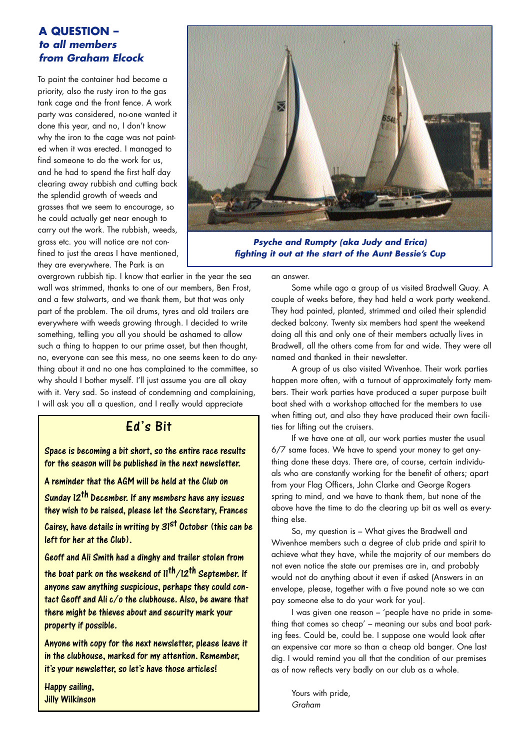## A QUESTION – *to all members from Graham Elcock*

To paint the container had become a priority, also the rusty iron to the gas tank cage and the front fence. A work party was considered, no-one wanted it done this year, and no, I don't know why the iron to the cage was not painted when it was erected. I managed to find someone to do the work for us, and he had to spend the first half day clearing away rubbish and cutting back the splendid growth of weeds and grasses that we seem to encourage, so he could actually get near enough to carry out the work. The rubbish, weeds, grass etc. you will notice are not confined to just the areas I have mentioned, they are everywhere. The Park is an overgrown rubbish tip. I know that earlier in the year the sea wall was strimmed, thanks to one of our members, Ben Frost, and a few stalwarts, and we thank them, but that was only part of the problem. The oil drums, tyres and old trailers are everywhere with weeds growing through. I decided to write something, telling you all you should be ashamed to allow such a thing to happen to our prime asset, but then thought, no, everyone can see this mess, no one seems keen to do anything about it and no one has complained to the committee, so why should I bother myself. I'll just assume you are all okay with it. Very sad. So instead of condemning and complaining, I will ask you all a question, and I really would appreciate an answer.

Some while ago a group of us visited Bradwell Quay. A couple of weeks before, they had held a work party weekend. They had painted, planted, strimmed and oiled their splendid decked balcony. Twenty six members had spent the weekend doing all this and only one of their members actually lives in Bradwell, all the others come from far and wide. They were all named and thanked in their newsletter.

A group of us also visited Wivenhoe. Their work parties happen more often, with a turnout of approximately forty members. Their work parties have produced a super purpose built boat shed with a workshop attached for the members to use when fitting out, and also they have produced their own facilities for lifting out the cruisers.

If we have one at all, our work parties muster the usual 6/7 same faces. We have to spend your money to get anything done these days. There are, of course, certain individuals who are constantly working for the benefit of others; apart from your Flag Officers, John Clarke and George Rogers spring to mind, and we have to thank them, but none of the above have the time to do the clearing up bit as well as everything else.

So, my question is – What gives the Bradwell and Wivenhoe members such a degree of club pride and spirit to achieve what they have, while the majority of our members do not even notice the state our premises are in, and probably would not do anything about it even if asked (Answers in an envelope, please, together with a five pound note so we can pay someone else to do your work for you).

I was given one reason – 'people have no pride in something that comes so cheap' – meaning our subs and boat parking fees. Could be, could be. I suppose one would look after an expensive car more so than a cheap old banger. One last dig. I would remind you all that the condition of our premises as of now reflects very badly on our club as a whole.

Yours with pride,
*Graham*

***Psyche and Rumpty (aka Judy and Erica) fighting it out at the start of the Aunt Bessie's Cup***

## Ed's Bit

Space is becoming a bit short, so the entire race results for the season will be published in the next newsletter.

A reminder that the AGM will be held at the Club on Sunday 12th December. If any members have any issues they wish to be raised, please let the Secretary, Frances Cairey, have details in writing by 31st October (this can be left for her at the Club).

Geoff and Ali Smith had a dinghy and trailer stolen from the boat park on the weekend of 11th/12th September. If anyone saw anything suspicious, perhaps they could contact Geoff and Ali c/o the clubhouse. Also, be aware that there might be thieves about and security mark your property if possible.

Anyone with copy for the next newsletter, please leave it in the clubhouse, marked for my attention. Remember, it's your newsletter, so let's have those articles!

Happy sailing,
Jilly Wilkinson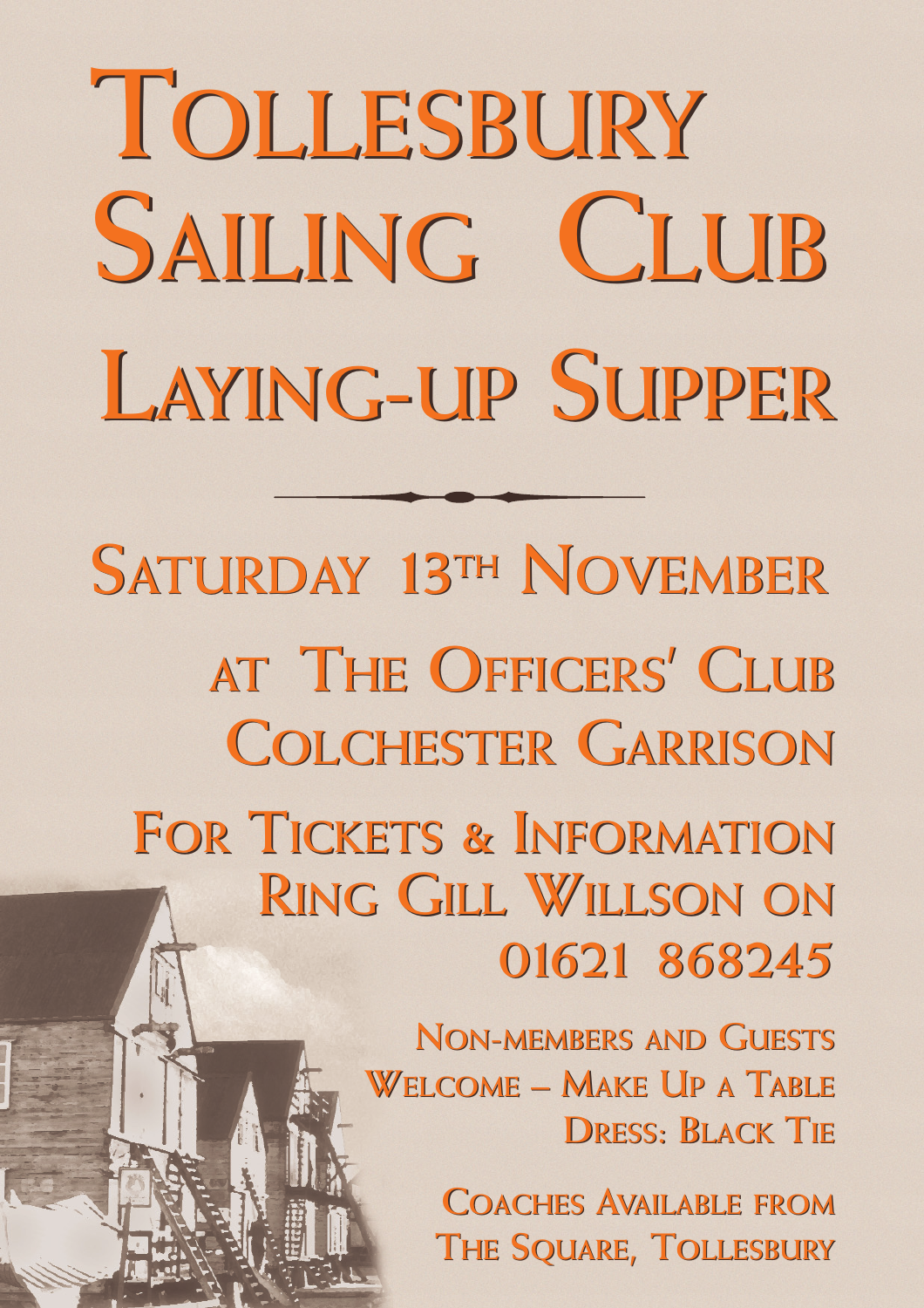# Tollesbury Sailing Club

## Laying-up Supper

**Saturday 13th November**

**at The Officers' Club
Colchester Garrison**

**For Tickets & Information
Ring Gill Willson on
01621 868245**

Non-members and Guests
Welcome – Make Up a Table
Dress: Black Tie

Coaches Available from
The Square, Tollesbury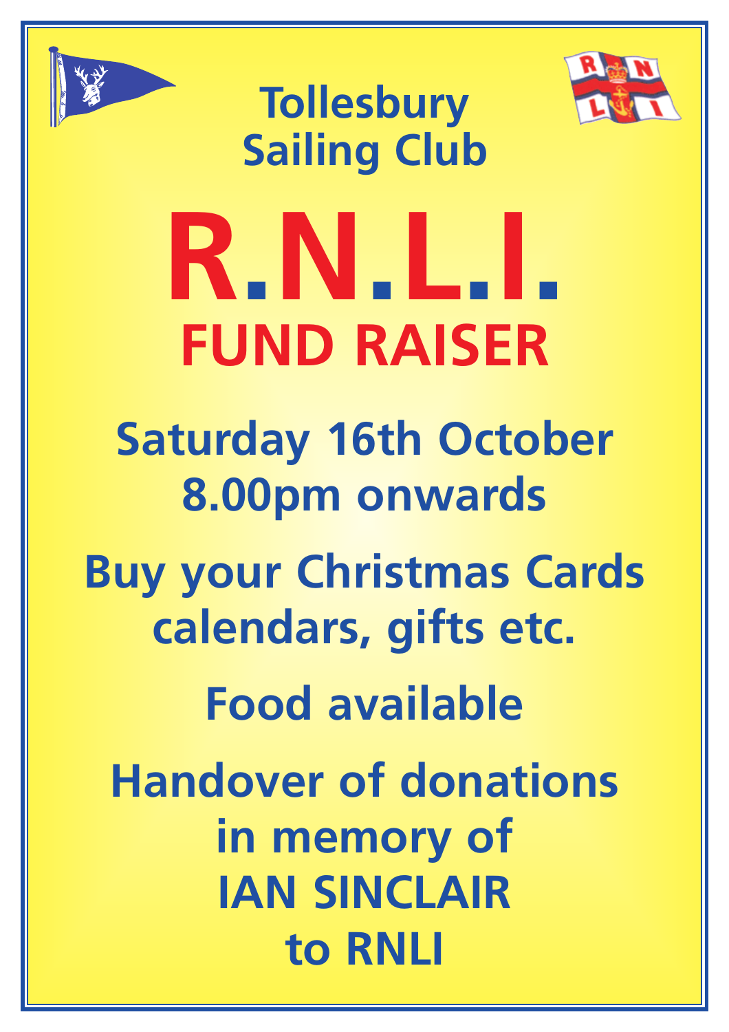# Tollesbury Sailing Club

# R.N.L.I.
# FUND RAISER

## Saturday 16th October
## 8.00pm onwards

**Buy your Christmas Cards calendars, gifts etc.**

**Food available**

**Handover of donations in memory of IAN SINCLAIR to RNLI**